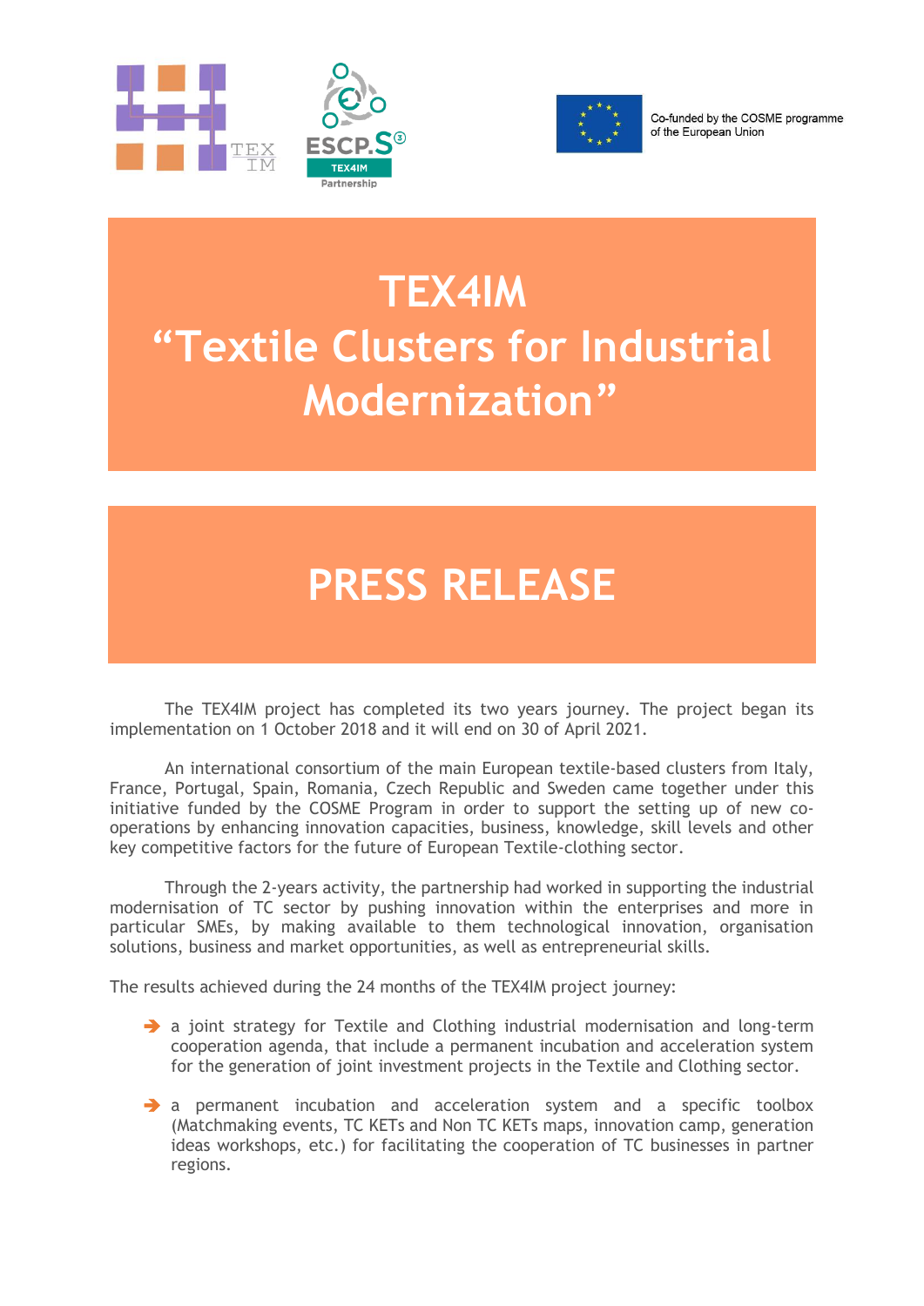Co-funded by the COSME programme of the European Union

# TEX4IM
# "Textile Clusters for Industrial Modernization"

# PRESS RELEASE

The TEX4IM project has completed its two years journey. The project began its implementation on 1 October 2018 and it will end on 30 of April 2021.

An international consortium of the main European textile-based clusters from Italy, France, Portugal, Spain, Romania, Czech Republic and Sweden came together under this initiative funded by the COSME Program in order to support the setting up of new co-operations by enhancing innovation capacities, business, knowledge, skill levels and other key competitive factors for the future of European Textile-clothing sector.

Through the 2-years activity, the partnership had worked in supporting the industrial modernisation of TC sector by pushing innovation within the enterprises and more in particular SMEs, by making available to them technological innovation, organisation solutions, business and market opportunities, as well as entrepreneurial skills.

The results achieved during the 24 months of the TEX4IM project journey:

- a joint strategy for Textile and Clothing industrial modernisation and long-term cooperation agenda, that include a permanent incubation and acceleration system for the generation of joint investment projects in the Textile and Clothing sector.
- a permanent incubation and acceleration system and a specific toolbox (Matchmaking events, TC KETs and Non TC KETs maps, innovation camp, generation ideas workshops, etc.) for facilitating the cooperation of TC businesses in partner regions.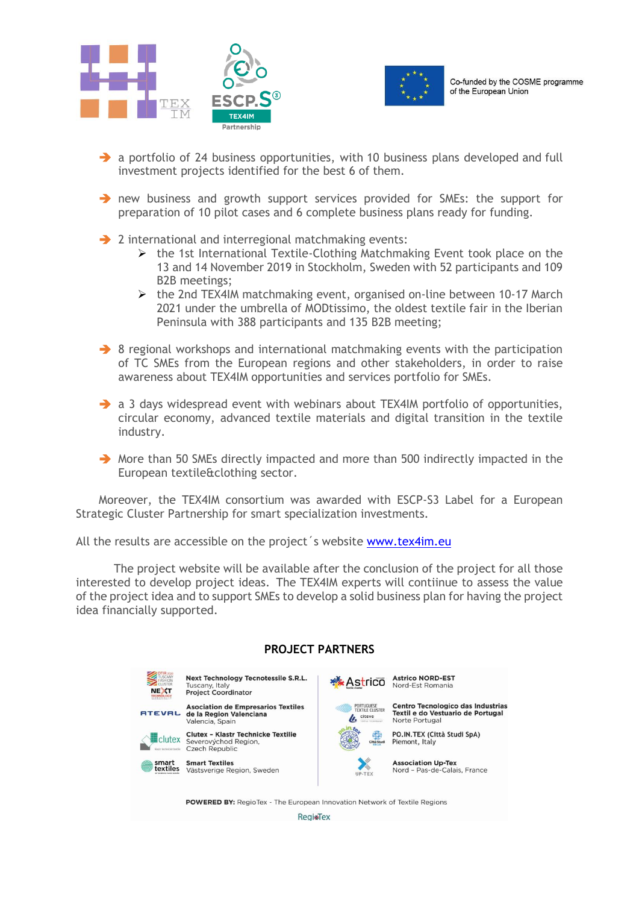- a portfolio of 24 business opportunities, with 10 business plans developed and full investment projects identified for the best 6 of them.

- new business and growth support services provided for SMEs: the support for preparation of 10 pilot cases and 6 complete business plans ready for funding.

- 2 international and interregional matchmaking events:
  - the 1st International Textile-Clothing Matchmaking Event took place on the 13 and 14 November 2019 in Stockholm, Sweden with 52 participants and 109 B2B meetings;
  - the 2nd TEX4IM matchmaking event, organised on-line between 10-17 March 2021 under the umbrella of MODtissimo, the oldest textile fair in the Iberian Peninsula with 388 participants and 135 B2B meeting;

- 8 regional workshops and international matchmaking events with the participation of TC SMEs from the European regions and other stakeholders, in order to raise awareness about TEX4IM opportunities and services portfolio for SMEs.

- a 3 days widespread event with webinars about TEX4IM portfolio of opportunities, circular economy, advanced textile materials and digital transition in the textile industry.

- More than 50 SMEs directly impacted and more than 500 indirectly impacted in the European textile&clothing sector.

Moreover, the TEX4IM consortium was awarded with ESCP-S3 Label for a European Strategic Cluster Partnership for smart specialization investments.

All the results are accessible on the project´s website www.tex4im.eu

The project website will be available after the conclusion of the project for all those interested to develop project ideas. The TEX4IM experts will contiinue to assess the value of the project idea and to support SMEs to develop a solid business plan for having the project idea financially supported.

## PROJECT PARTNERS

**Next Technology Tecnotessile S.R.L.**
Tuscany, Italy
Project Coordinator

**Asociation de Empresarios Textiles de la Region Valenciana**
Valencia, Spain

**Clutex – Klastr Technicke Textilie**
Severovýchod Region,
Czech Republic

**Smart Textiles**
Västsverige Region, Sweden

**Astrico NORD-EST**
Nord-Est Romania

**Centro Tecnologico das Industrias Textil e do Vestuario de Portugal**
Norte Portugal

**PO.IN.TEX (Città Studi SpA)**
Piemont, Italy

**Association Up-Tex**
Nord – Pas-de-Calais, France

**POWERED BY:** RegioTex - The European Innovation Network of Textile Regions